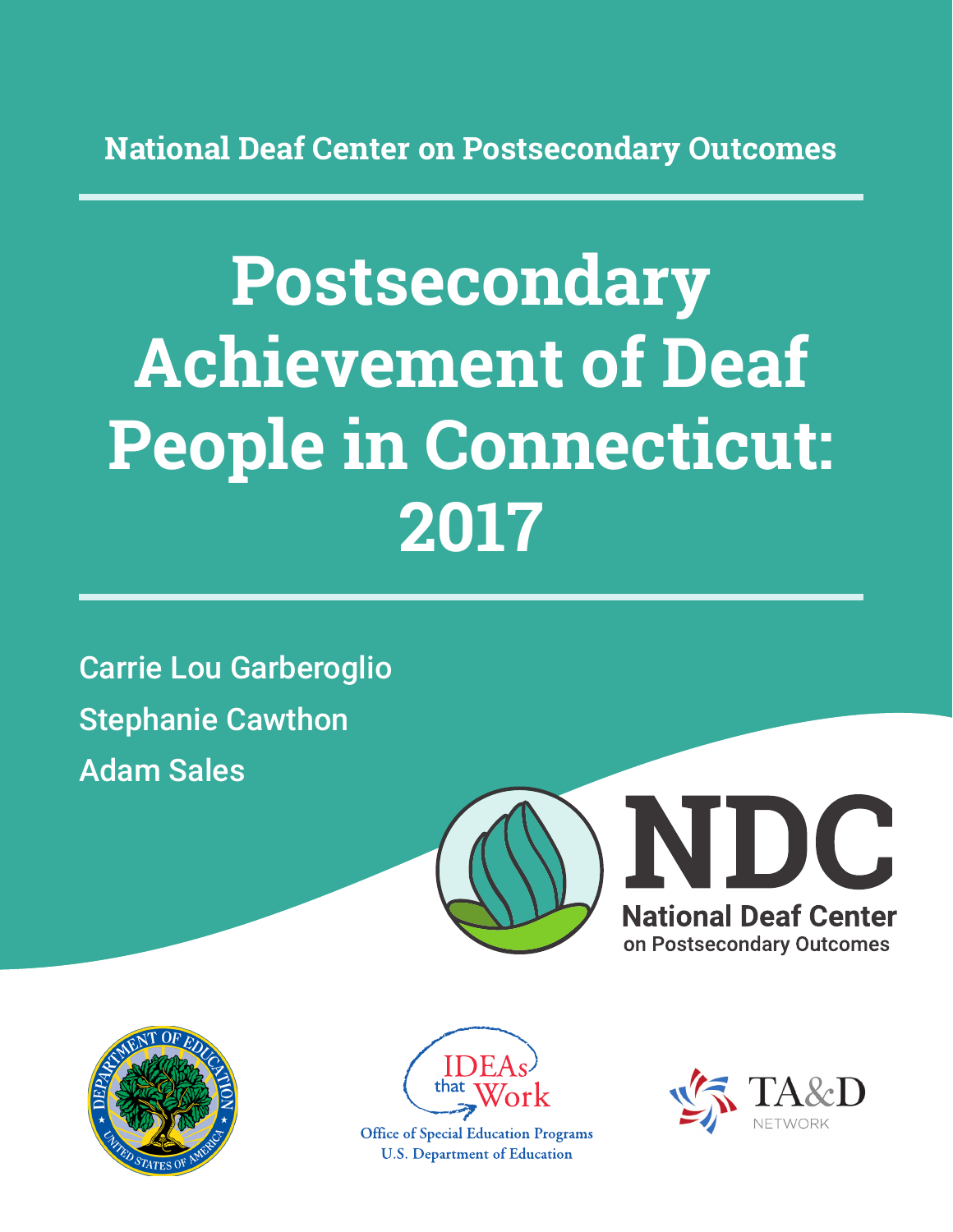National Deaf Center on Postsecondary Outcomes

# Postsecondary Achievement of Deaf People in Connecticut: 2017

Carrie Lou Garberoglio

Stephanie Cawthon

Adam Sales

NDC

National Deaf Center on Postsecondary Outcomes

IDEAs that Work

Office of Special Education Programs
U.S. Department of Education

TA&D NETWORK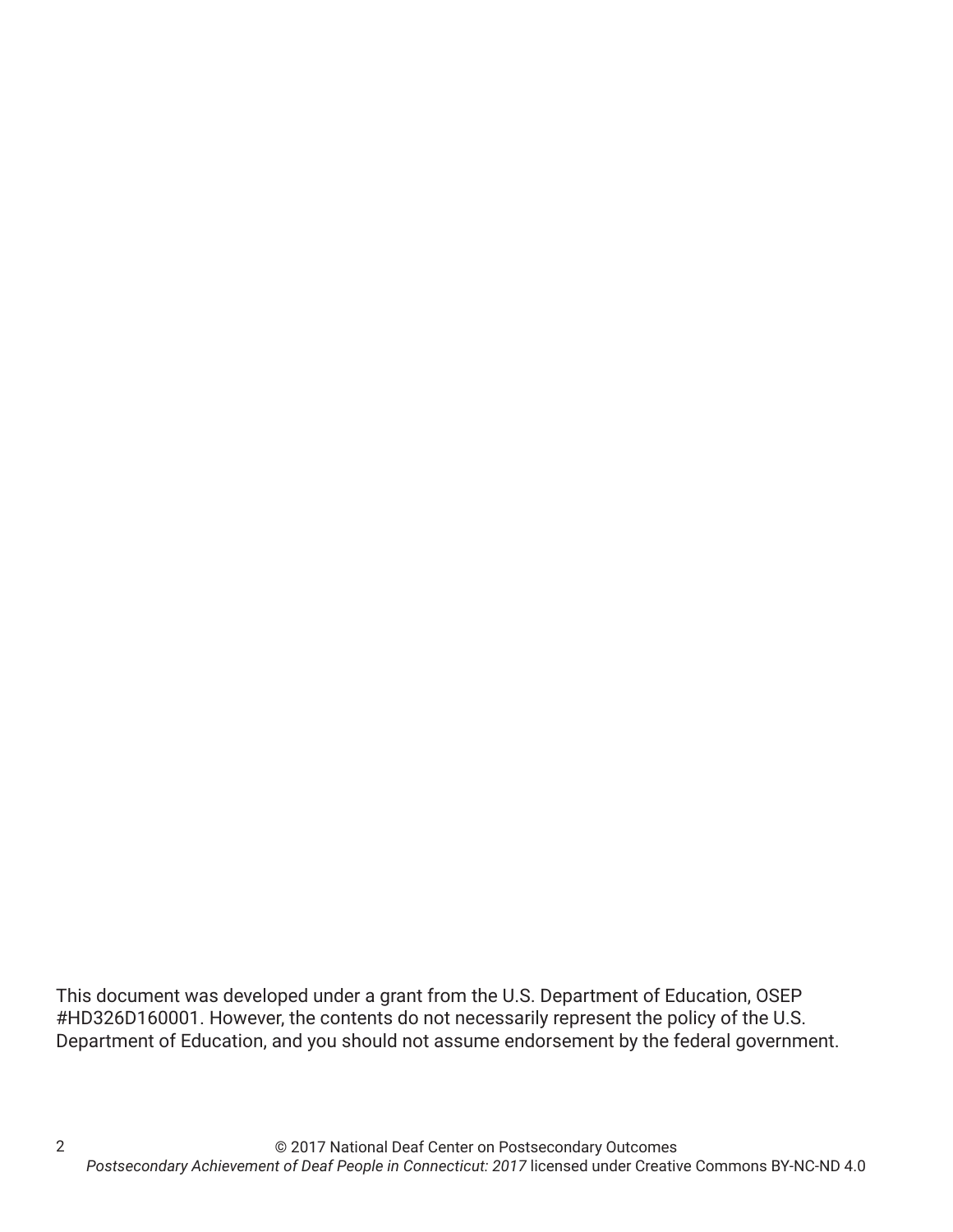This document was developed under a grant from the U.S. Department of Education, OSEP #HD326D160001. However, the contents do not necessarily represent the policy of the U.S. Department of Education, and you should not assume endorsement by the federal government.

© 2017 National Deaf Center on Postsecondary Outcomes
*Postsecondary Achievement of Deaf People in Connecticut: 2017* licensed under Creative Commons BY-NC-ND 4.0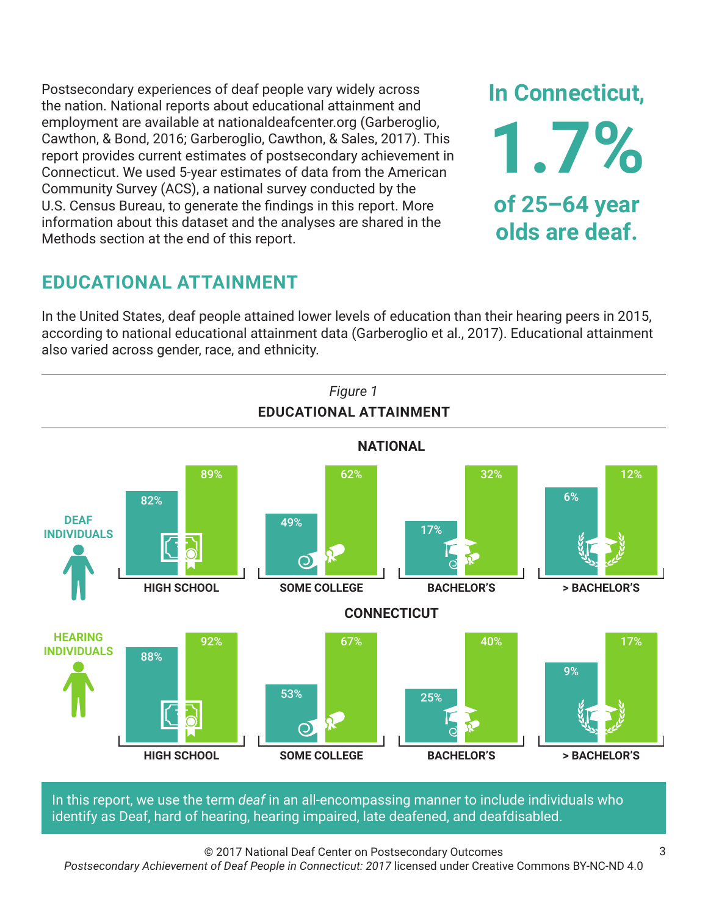Postsecondary experiences of deaf people vary widely across the nation. National reports about educational attainment and employment are available at nationaldeafcenter.org (Garberoglio, Cawthon, & Bond, 2016; Garberoglio, Cawthon, & Sales, 2017). This report provides current estimates of postsecondary achievement in Connecticut. We used 5-year estimates of data from the American Community Survey (ACS), a national survey conducted by the U.S. Census Bureau, to generate the findings in this report. More information about this dataset and the analyses are shared in the Methods section at the end of this report.

**In Connecticut, 1.7% of 25–64 year olds are deaf.**

## EDUCATIONAL ATTAINMENT

In the United States, deaf people attained lower levels of education than their hearing peers in 2015, according to national educational attainment data (Garberoglio et al., 2017). Educational attainment also varied across gender, race, and ethnicity.

*Figure 1*

**EDUCATIONAL ATTAINMENT**

**NATIONAL**

| | HIGH SCHOOL | SOME COLLEGE | BACHELOR'S | > BACHELOR'S |
|---|---|---|---|---|
| DEAF INDIVIDUALS | 82% | 49% | 17% | 6% |
| HEARING INDIVIDUALS | 89% | 62% | 32% | 12% |

**CONNECTICUT**

| | HIGH SCHOOL | SOME COLLEGE | BACHELOR'S | > BACHELOR'S |
|---|---|---|---|---|
| DEAF INDIVIDUALS | 88% | 53% | 25% | 9% |
| HEARING INDIVIDUALS | 92% | 67% | 40% | 17% |

In this report, we use the term *deaf* in an all-encompassing manner to include individuals who identify as Deaf, hard of hearing, hearing impaired, late deafened, and deafdisabled.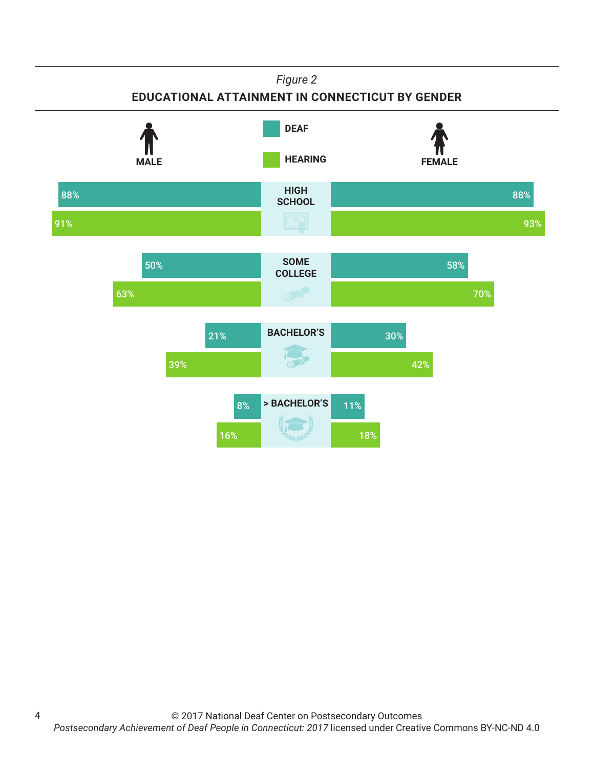*Figure 2*

**EDUCATIONAL ATTAINMENT IN CONNECTICUT BY GENDER**

| | Male – Deaf | Male – Hearing | Female – Deaf | Female – Hearing |
|---|---|---|---|---|
| HIGH SCHOOL | 88% | 91% | 88% | 93% |
| SOME COLLEGE | 50% | 63% | 58% | 70% |
| BACHELOR'S | 21% | 39% | 30% | 42% |
| > BACHELOR'S | 8% | 16% | 11% | 18% |

© 2017 National Deaf Center on Postsecondary Outcomes
*Postsecondary Achievement of Deaf People in Connecticut: 2017* licensed under Creative Commons BY-NC-ND 4.0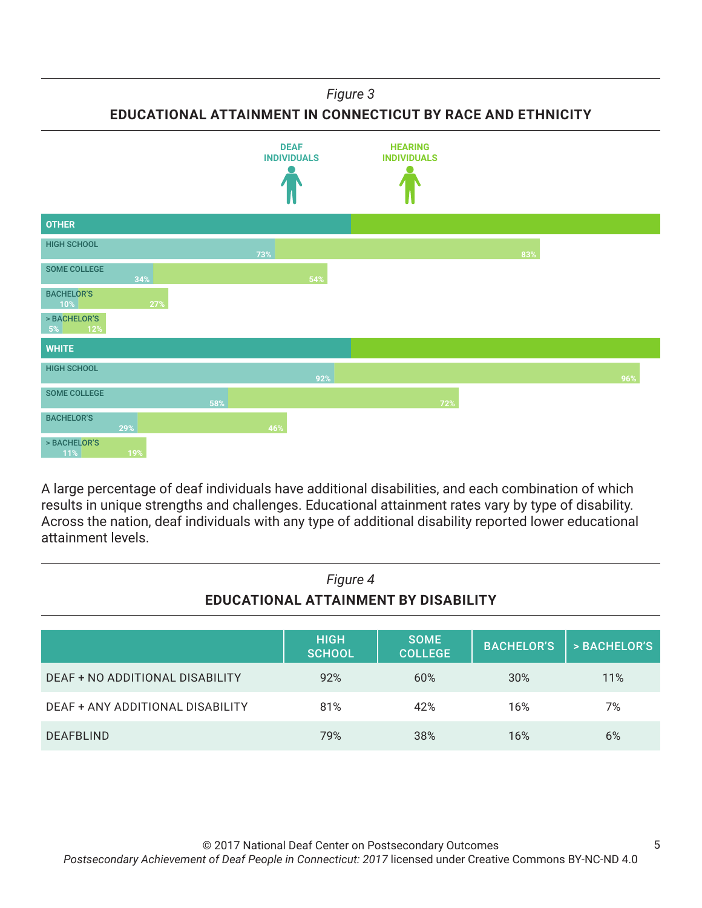*Figure 3*

**EDUCATIONAL ATTAINMENT IN CONNECTICUT BY RACE AND ETHNICITY**

| | DEAF INDIVIDUALS | HEARING INDIVIDUALS |
|---|---|---|
| **OTHER** | | |
| HIGH SCHOOL | 73% | 83% |
| SOME COLLEGE | 34% | 54% |
| BACHELOR'S | 10% | 27% |
| > BACHELOR'S | 5% | 12% |
| **WHITE** | | |
| HIGH SCHOOL | 92% | 96% |
| SOME COLLEGE | 58% | 72% |
| BACHELOR'S | 29% | 46% |
| > BACHELOR'S | 11% | 19% |

A large percentage of deaf individuals have additional disabilities, and each combination of which results in unique strengths and challenges. Educational attainment rates vary by type of disability. Across the nation, deaf individuals with any type of additional disability reported lower educational attainment levels.

*Figure 4*

**EDUCATIONAL ATTAINMENT BY DISABILITY**

| | HIGH SCHOOL | SOME COLLEGE | BACHELOR'S | > BACHELOR'S |
|---|---|---|---|---|
| DEAF + NO ADDITIONAL DISABILITY | 92% | 60% | 30% | 11% |
| DEAF + ANY ADDITIONAL DISABILITY | 81% | 42% | 16% | 7% |
| DEAFBLIND | 79% | 38% | 16% | 6% |

© 2017 National Deaf Center on Postsecondary Outcomes
*Postsecondary Achievement of Deaf People in Connecticut: 2017* licensed under Creative Commons BY-NC-ND 4.0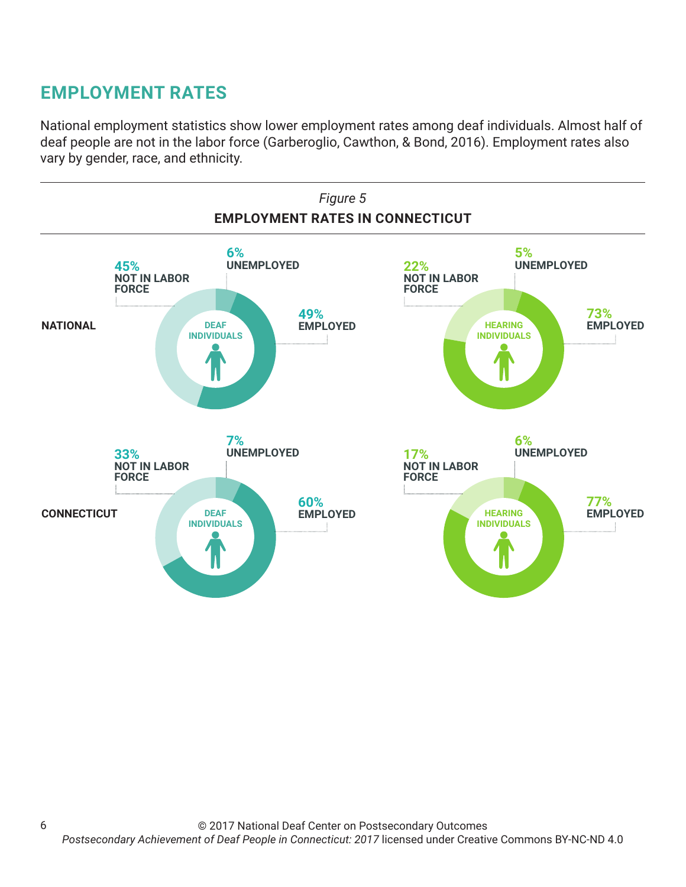## EMPLOYMENT RATES

National employment statistics show lower employment rates among deaf individuals. Almost half of deaf people are not in the labor force (Garberoglio, Cawthon, & Bond, 2016). Employment rates also vary by gender, race, and ethnicity.

*Figure 5*

**EMPLOYMENT RATES IN CONNECTICUT**

| | Deaf Individuals | | | Hearing Individuals | | |
|---|---|---|---|---|---|---|
| | Not in Labor Force | Unemployed | Employed | Not in Labor Force | Unemployed | Employed |
| **NATIONAL** | 45% | 6% | 49% | 22% | 5% | 73% |
| **CONNECTICUT** | 33% | 7% | 60% | 17% | 6% | 77% |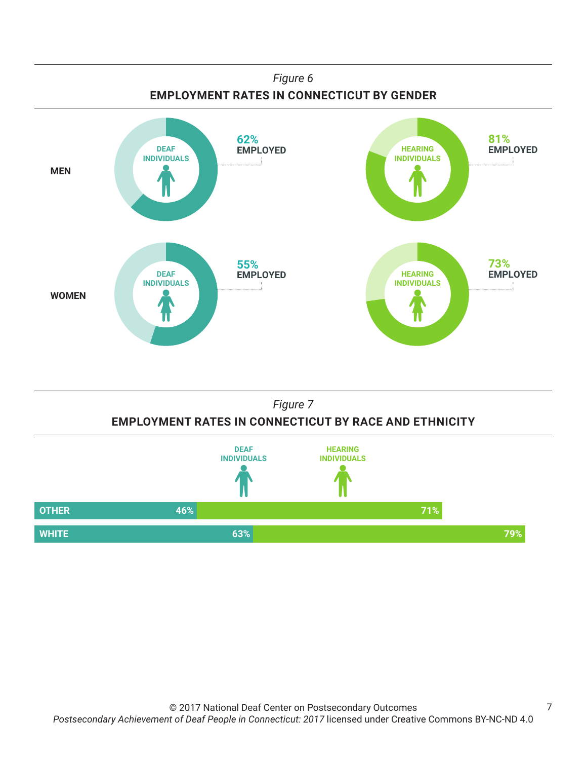*Figure 6*

**EMPLOYMENT RATES IN CONNECTICUT BY GENDER**

| | DEAF INDIVIDUALS | HEARING INDIVIDUALS |
|---|---|---|
| **MEN** | 62% EMPLOYED | 81% EMPLOYED |
| **WOMEN** | 55% EMPLOYED | 73% EMPLOYED |

*Figure 7*

**EMPLOYMENT RATES IN CONNECTICUT BY RACE AND ETHNICITY**

| | DEAF INDIVIDUALS | HEARING INDIVIDUALS |
|---|---|---|
| **OTHER** | 46% | 71% |
| **WHITE** | 63% | 79% |

© 2017 National Deaf Center on Postsecondary Outcomes
*Postsecondary Achievement of Deaf People in Connecticut: 2017* licensed under Creative Commons BY-NC-ND 4.0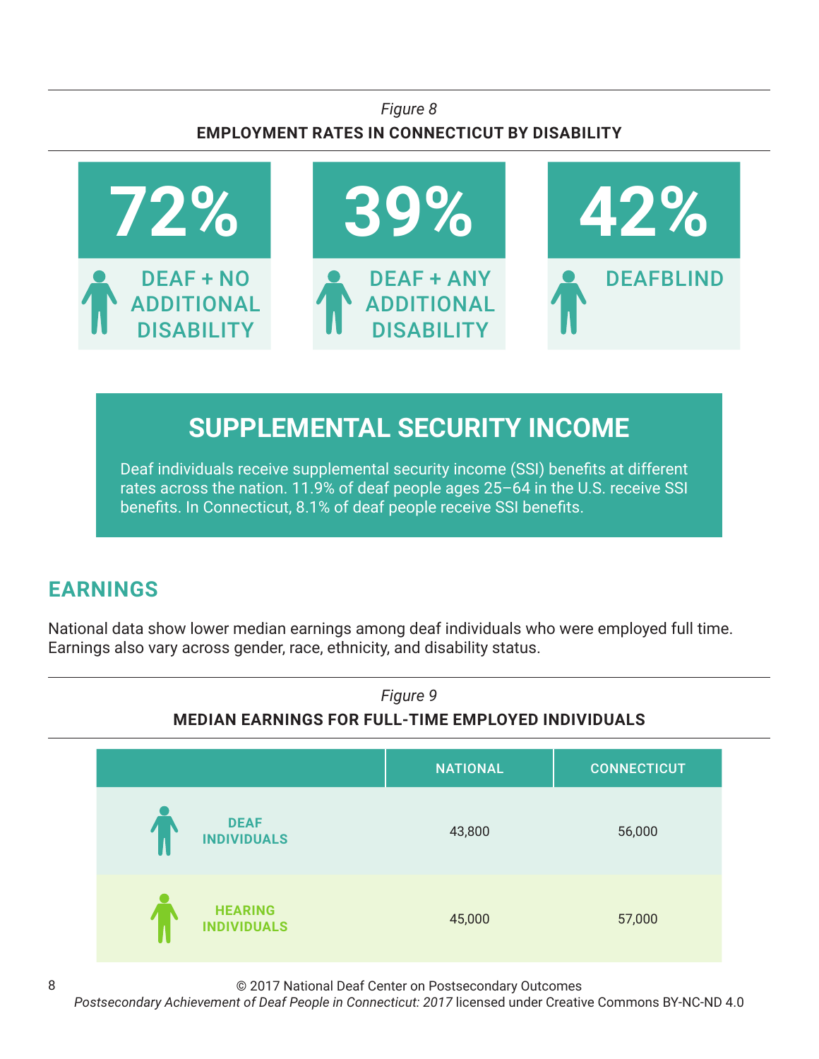*Figure 8*

**EMPLOYMENT RATES IN CONNECTICUT BY DISABILITY**

| 72% | 39% | 42% |
|---|---|---|
| DEAF + NO ADDITIONAL DISABILITY | DEAF + ANY ADDITIONAL DISABILITY | DEAFBLIND |

## SUPPLEMENTAL SECURITY INCOME

Deaf individuals receive supplemental security income (SSI) benefits at different rates across the nation. 11.9% of deaf people ages 25–64 in the U.S. receive SSI benefits. In Connecticut, 8.1% of deaf people receive SSI benefits.

## EARNINGS

National data show lower median earnings among deaf individuals who were employed full time. Earnings also vary across gender, race, ethnicity, and disability status.

*Figure 9*

**MEDIAN EARNINGS FOR FULL-TIME EMPLOYED INDIVIDUALS**

| | NATIONAL | CONNECTICUT |
|---|---|---|
| DEAF INDIVIDUALS | 43,800 | 56,000 |
| HEARING INDIVIDUALS | 45,000 | 57,000 |

© 2017 National Deaf Center on Postsecondary Outcomes
*Postsecondary Achievement of Deaf People in Connecticut: 2017* licensed under Creative Commons BY-NC-ND 4.0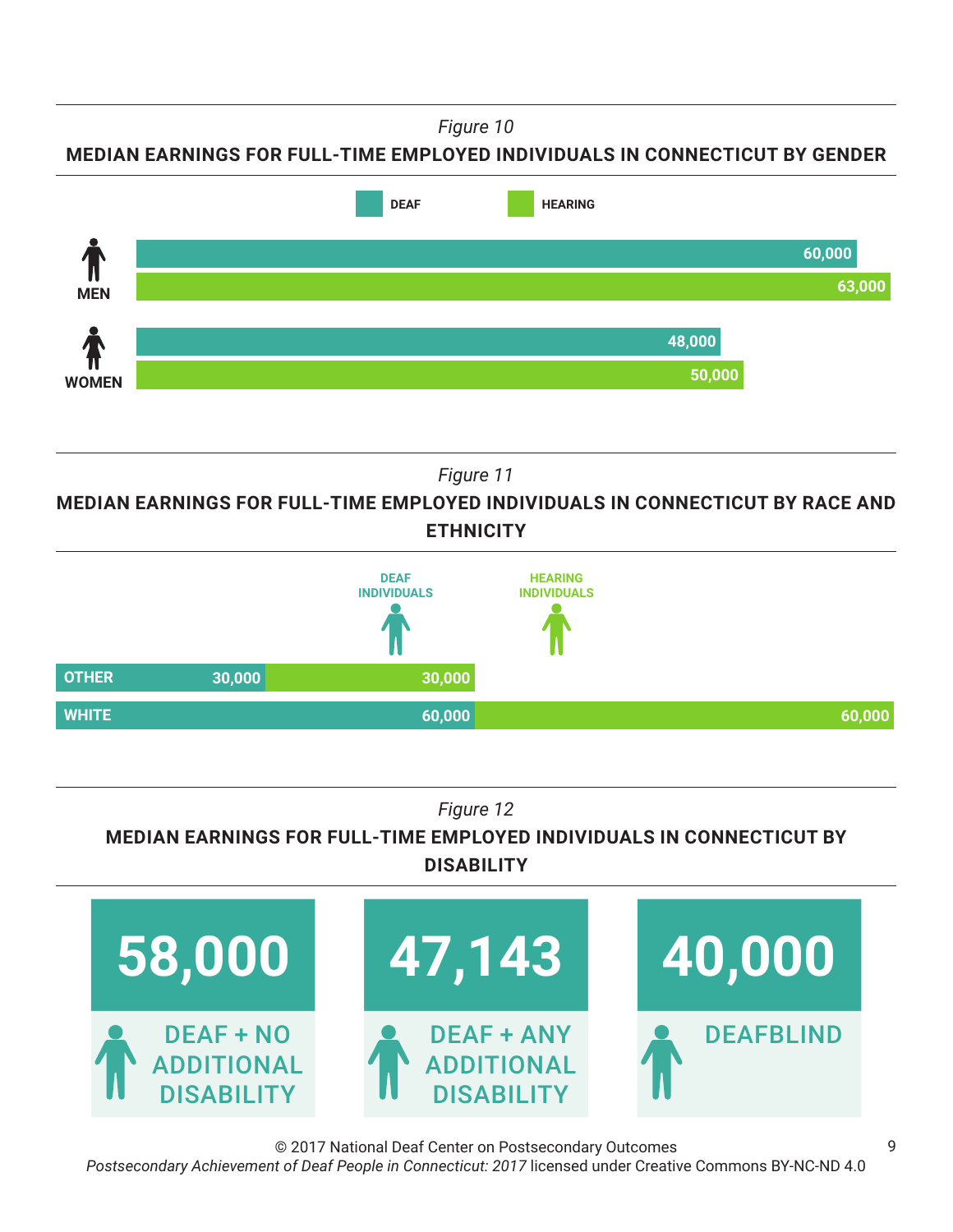*Figure 10*

**MEDIAN EARNINGS FOR FULL-TIME EMPLOYED INDIVIDUALS IN CONNECTICUT BY GENDER**

| | DEAF | HEARING |
|---|---|---|
| MEN | 60,000 | 63,000 |
| WOMEN | 48,000 | 50,000 |

*Figure 11*

**MEDIAN EARNINGS FOR FULL-TIME EMPLOYED INDIVIDUALS IN CONNECTICUT BY RACE AND ETHNICITY**

| | DEAF INDIVIDUALS | HEARING INDIVIDUALS |
|---|---|---|
| OTHER | 30,000 | 30,000 |
| WHITE | 60,000 | 60,000 |

*Figure 12*

**MEDIAN EARNINGS FOR FULL-TIME EMPLOYED INDIVIDUALS IN CONNECTICUT BY DISABILITY**

| DEAF + NO ADDITIONAL DISABILITY | DEAF + ANY ADDITIONAL DISABILITY | DEAFBLIND |
|---|---|---|
| 58,000 | 47,143 | 40,000 |

© 2017 National Deaf Center on Postsecondary Outcomes
*Postsecondary Achievement of Deaf People in Connecticut: 2017* licensed under Creative Commons BY-NC-ND 4.0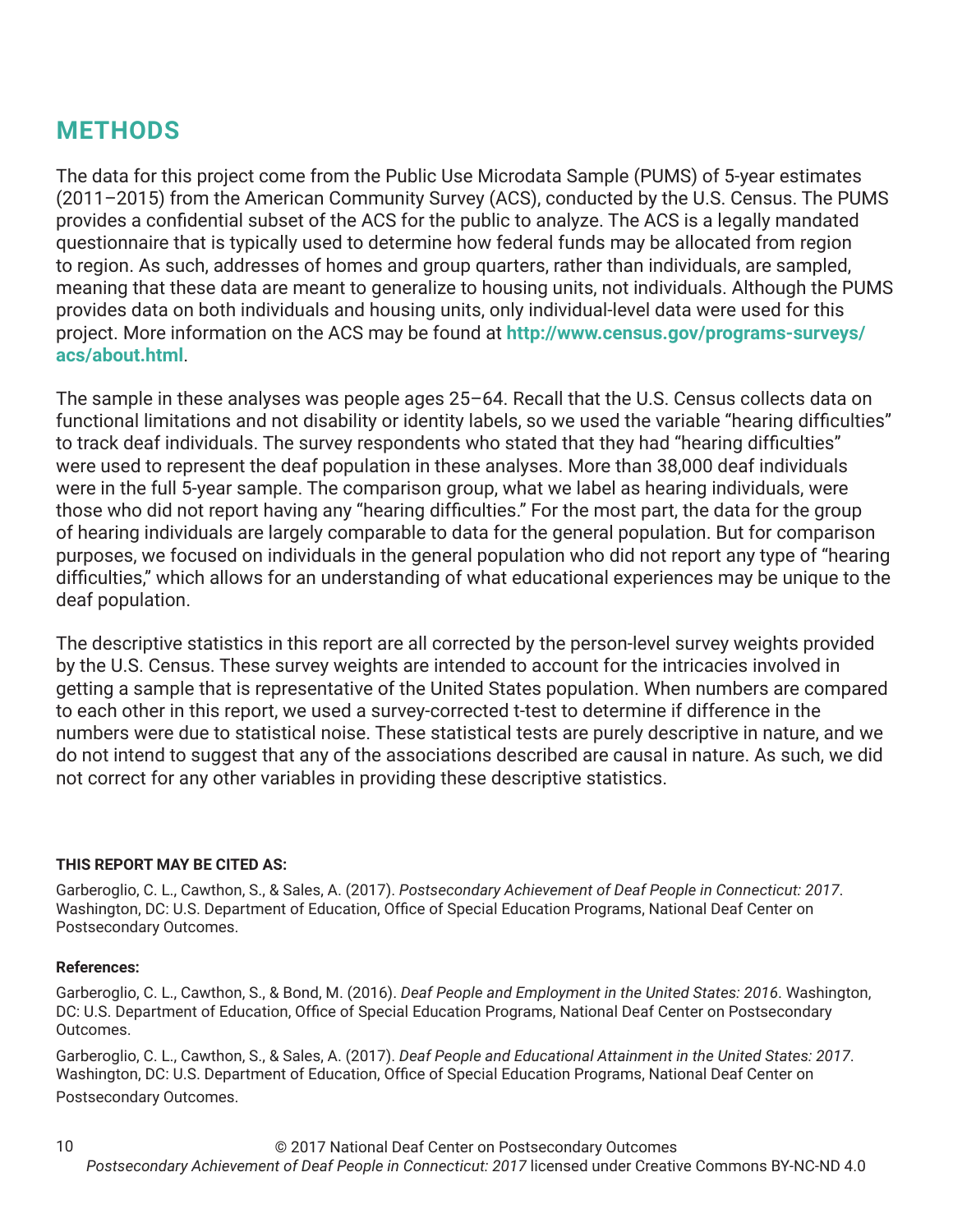## METHODS

The data for this project come from the Public Use Microdata Sample (PUMS) of 5-year estimates (2011–2015) from the American Community Survey (ACS), conducted by the U.S. Census. The PUMS provides a confidential subset of the ACS for the public to analyze. The ACS is a legally mandated questionnaire that is typically used to determine how federal funds may be allocated from region to region. As such, addresses of homes and group quarters, rather than individuals, are sampled, meaning that these data are meant to generalize to housing units, not individuals. Although the PUMS provides data on both individuals and housing units, only individual-level data were used for this project. More information on the ACS may be found at **http://www.census.gov/programs-surveys/acs/about.html**.

The sample in these analyses was people ages 25–64. Recall that the U.S. Census collects data on functional limitations and not disability or identity labels, so we used the variable "hearing difficulties" to track deaf individuals. The survey respondents who stated that they had "hearing difficulties" were used to represent the deaf population in these analyses. More than 38,000 deaf individuals were in the full 5-year sample. The comparison group, what we label as hearing individuals, were those who did not report having any "hearing difficulties." For the most part, the data for the group of hearing individuals are largely comparable to data for the general population. But for comparison purposes, we focused on individuals in the general population who did not report any type of "hearing difficulties," which allows for an understanding of what educational experiences may be unique to the deaf population.

The descriptive statistics in this report are all corrected by the person-level survey weights provided by the U.S. Census. These survey weights are intended to account for the intricacies involved in getting a sample that is representative of the United States population. When numbers are compared to each other in this report, we used a survey-corrected t-test to determine if difference in the numbers were due to statistical noise. These statistical tests are purely descriptive in nature, and we do not intend to suggest that any of the associations described are causal in nature. As such, we did not correct for any other variables in providing these descriptive statistics.

**THIS REPORT MAY BE CITED AS:**

Garberoglio, C. L., Cawthon, S., & Sales, A. (2017). *Postsecondary Achievement of Deaf People in Connecticut: 2017*. Washington, DC: U.S. Department of Education, Office of Special Education Programs, National Deaf Center on Postsecondary Outcomes.

**References:**

Garberoglio, C. L., Cawthon, S., & Bond, M. (2016). *Deaf People and Employment in the United States: 2016*. Washington, DC: U.S. Department of Education, Office of Special Education Programs, National Deaf Center on Postsecondary Outcomes.

Garberoglio, C. L., Cawthon, S., & Sales, A. (2017). *Deaf People and Educational Attainment in the United States: 2017*. Washington, DC: U.S. Department of Education, Office of Special Education Programs, National Deaf Center on Postsecondary Outcomes.

© 2017 National Deaf Center on Postsecondary Outcomes
*Postsecondary Achievement of Deaf People in Connecticut: 2017* licensed under Creative Commons BY-NC-ND 4.0